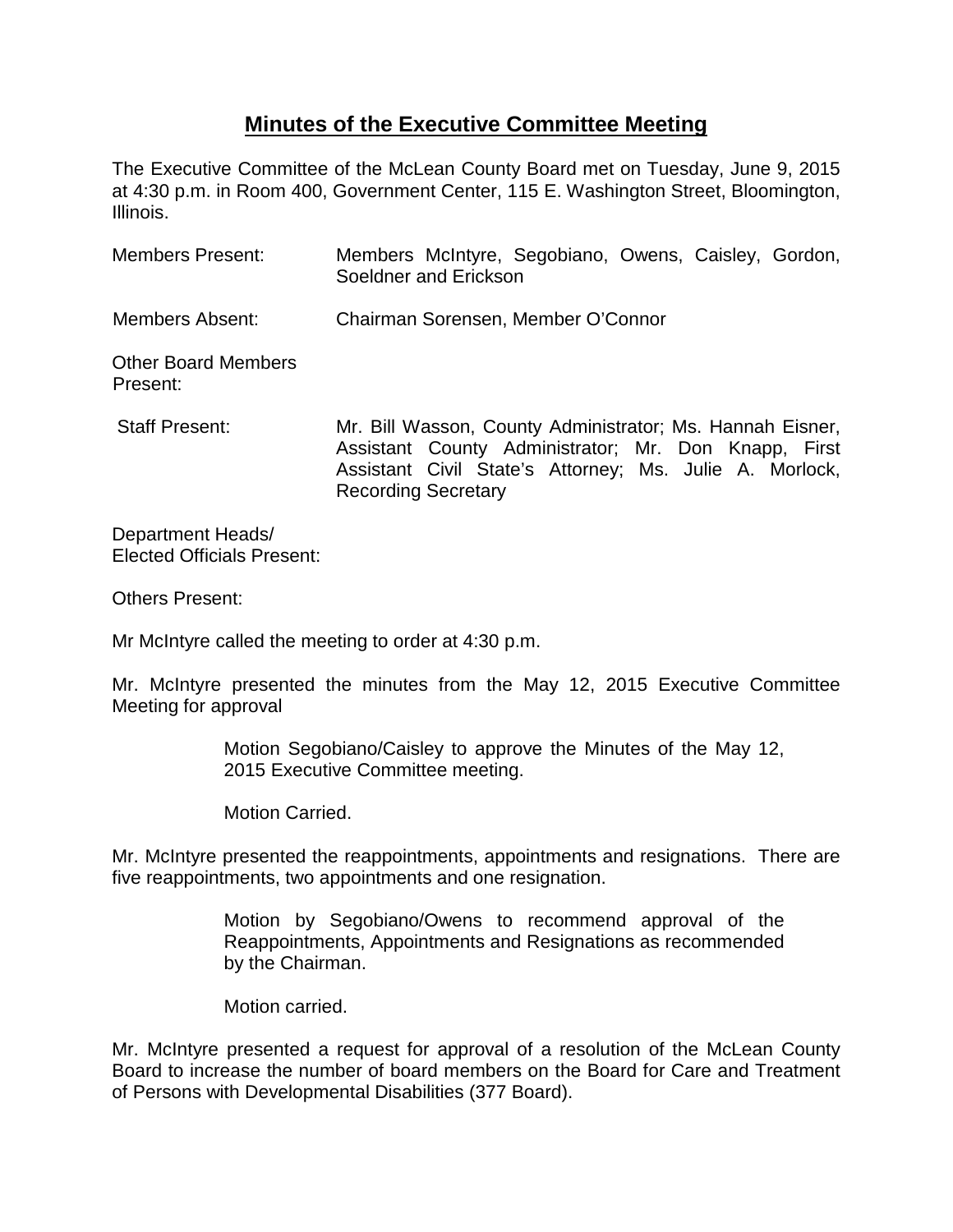# **Minutes of the Executive Committee Meeting**

The Executive Committee of the McLean County Board met on Tuesday, June 9, 2015 at 4:30 p.m. in Room 400, Government Center, 115 E. Washington Street, Bloomington, Illinois.

Members Present: Members McIntyre, Segobiano, Owens, Caisley, Gordon, Soeldner and Erickson

Members Absent: Chairman Sorensen, Member O'Connor

Other Board Members Present:

Staff Present: Mr. Bill Wasson, County Administrator; Ms. Hannah Eisner, Assistant County Administrator; Mr. Don Knapp, First Assistant Civil State's Attorney; Ms. Julie A. Morlock, Recording Secretary

Department Heads/ Elected Officials Present:

Others Present:

Mr McIntyre called the meeting to order at 4:30 p.m.

Mr. McIntyre presented the minutes from the May 12, 2015 Executive Committee Meeting for approval

> Motion Segobiano/Caisley to approve the Minutes of the May 12, 2015 Executive Committee meeting.
>
> Motion Carried.

Mr. McIntyre presented the reappointments, appointments and resignations. There are five reappointments, two appointments and one resignation.

> Motion by Segobiano/Owens to recommend approval of the Reappointments, Appointments and Resignations as recommended by the Chairman.
>
> Motion carried.

Mr. McIntyre presented a request for approval of a resolution of the McLean County Board to increase the number of board members on the Board for Care and Treatment of Persons with Developmental Disabilities (377 Board).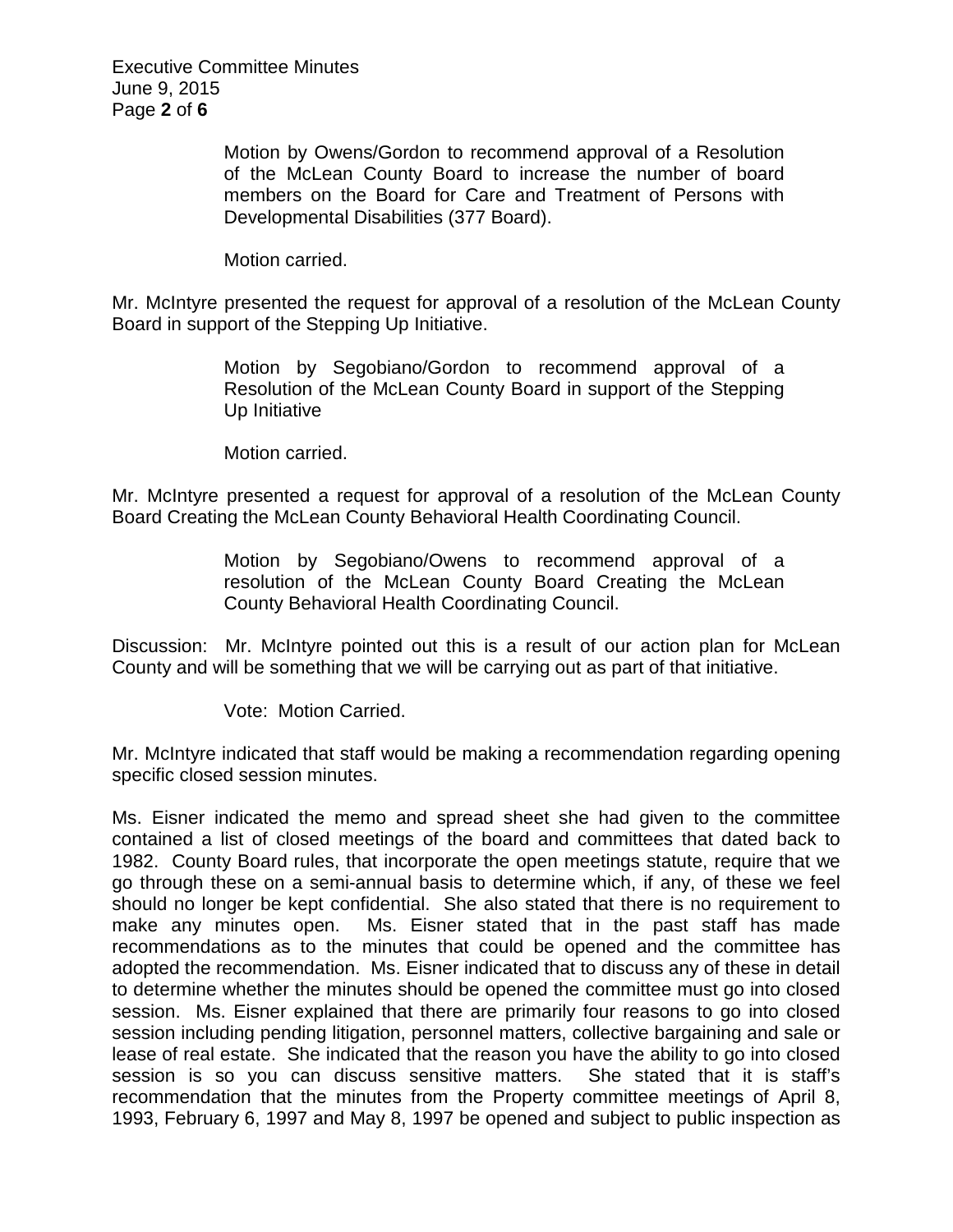Motion by Owens/Gordon to recommend approval of a Resolution of the McLean County Board to increase the number of board members on the Board for Care and Treatment of Persons with Developmental Disabilities (377 Board).

Motion carried.

Mr. McIntyre presented the request for approval of a resolution of the McLean County Board in support of the Stepping Up Initiative.

Motion by Segobiano/Gordon to recommend approval of a Resolution of the McLean County Board in support of the Stepping Up Initiative

Motion carried.

Mr. McIntyre presented a request for approval of a resolution of the McLean County Board Creating the McLean County Behavioral Health Coordinating Council.

Motion by Segobiano/Owens to recommend approval of a resolution of the McLean County Board Creating the McLean County Behavioral Health Coordinating Council.

Discussion: Mr. McIntyre pointed out this is a result of our action plan for McLean County and will be something that we will be carrying out as part of that initiative.

Vote: Motion Carried.

Mr. McIntyre indicated that staff would be making a recommendation regarding opening specific closed session minutes.

Ms. Eisner indicated the memo and spread sheet she had given to the committee contained a list of closed meetings of the board and committees that dated back to 1982. County Board rules, that incorporate the open meetings statute, require that we go through these on a semi-annual basis to determine which, if any, of these we feel should no longer be kept confidential. She also stated that there is no requirement to make any minutes open. Ms. Eisner stated that in the past staff has made recommendations as to the minutes that could be opened and the committee has adopted the recommendation. Ms. Eisner indicated that to discuss any of these in detail to determine whether the minutes should be opened the committee must go into closed session. Ms. Eisner explained that there are primarily four reasons to go into closed session including pending litigation, personnel matters, collective bargaining and sale or lease of real estate. She indicated that the reason you have the ability to go into closed session is so you can discuss sensitive matters. She stated that it is staff's recommendation that the minutes from the Property committee meetings of April 8, 1993, February 6, 1997 and May 8, 1997 be opened and subject to public inspection as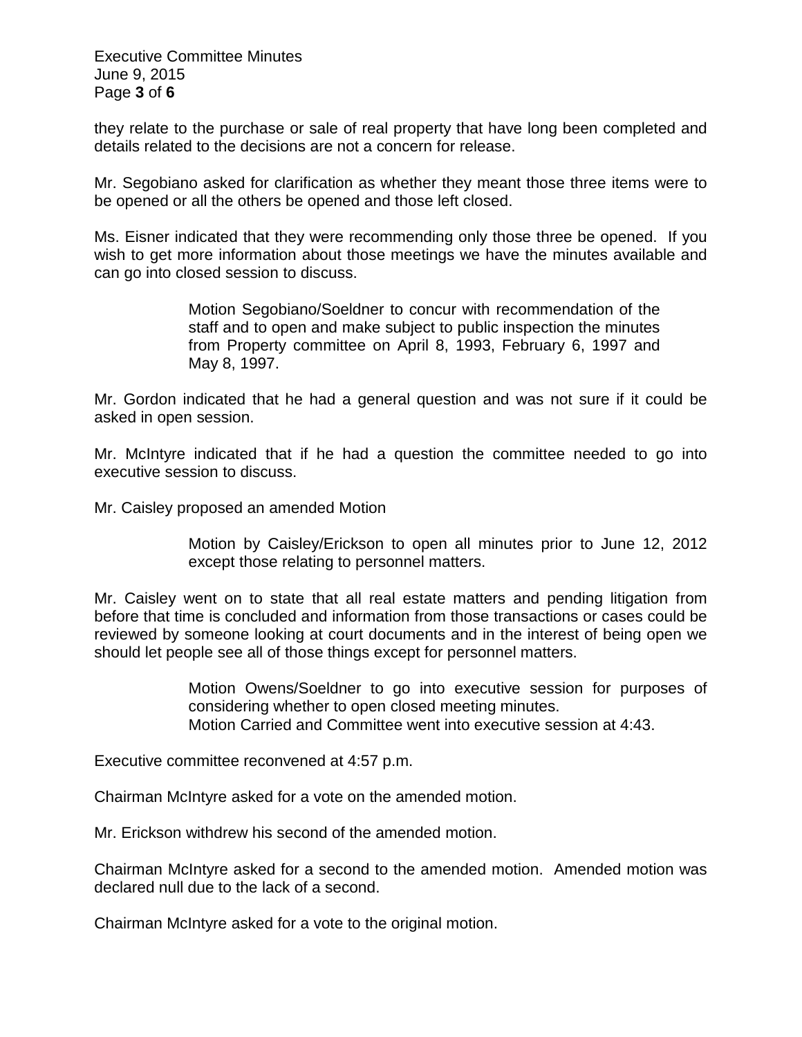they relate to the purchase or sale of real property that have long been completed and details related to the decisions are not a concern for release.

Mr. Segobiano asked for clarification as whether they meant those three items were to be opened or all the others be opened and those left closed.

Ms. Eisner indicated that they were recommending only those three be opened. If you wish to get more information about those meetings we have the minutes available and can go into closed session to discuss.

> Motion Segobiano/Soeldner to concur with recommendation of the staff and to open and make subject to public inspection the minutes from Property committee on April 8, 1993, February 6, 1997 and May 8, 1997.

Mr. Gordon indicated that he had a general question and was not sure if it could be asked in open session.

Mr. McIntyre indicated that if he had a question the committee needed to go into executive session to discuss.

Mr. Caisley proposed an amended Motion

> Motion by Caisley/Erickson to open all minutes prior to June 12, 2012 except those relating to personnel matters.

Mr. Caisley went on to state that all real estate matters and pending litigation from before that time is concluded and information from those transactions or cases could be reviewed by someone looking at court documents and in the interest of being open we should let people see all of those things except for personnel matters.

> Motion Owens/Soeldner to go into executive session for purposes of considering whether to open closed meeting minutes.
> Motion Carried and Committee went into executive session at 4:43.

Executive committee reconvened at 4:57 p.m.

Chairman McIntyre asked for a vote on the amended motion.

Mr. Erickson withdrew his second of the amended motion.

Chairman McIntyre asked for a second to the amended motion. Amended motion was declared null due to the lack of a second.

Chairman McIntyre asked for a vote to the original motion.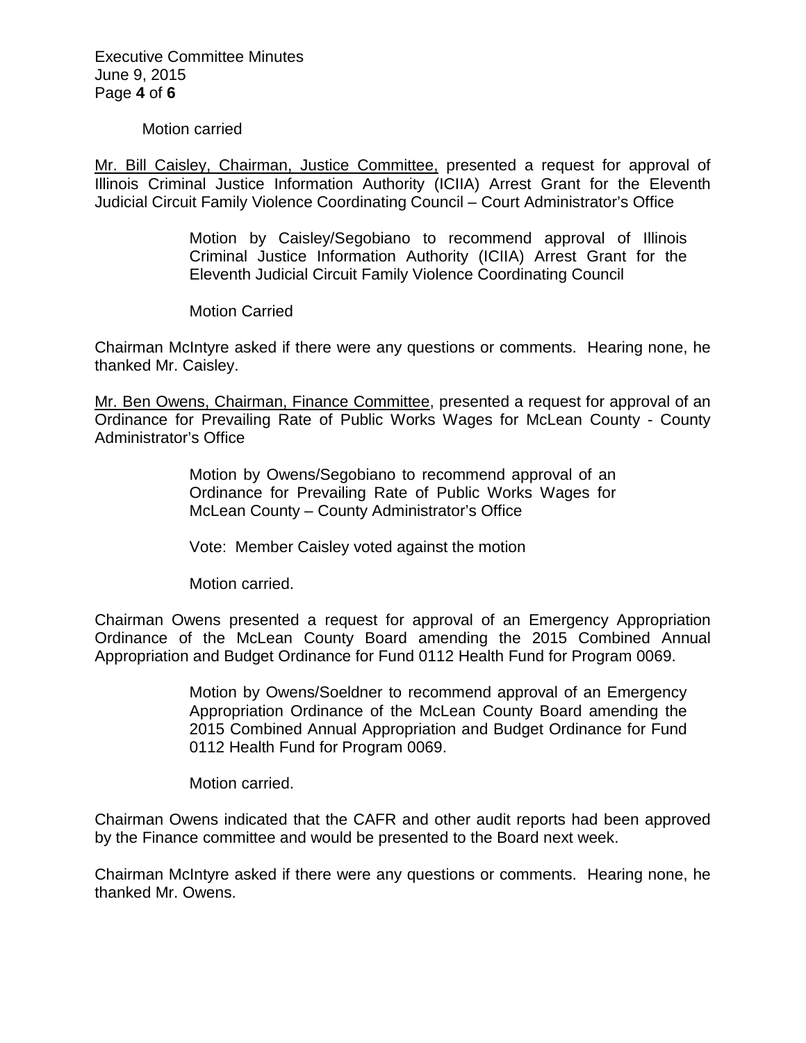Motion carried

Mr. Bill Caisley, Chairman, Justice Committee, presented a request for approval of Illinois Criminal Justice Information Authority (ICIIA) Arrest Grant for the Eleventh Judicial Circuit Family Violence Coordinating Council – Court Administrator's Office

> Motion by Caisley/Segobiano to recommend approval of Illinois Criminal Justice Information Authority (ICIIA) Arrest Grant for the Eleventh Judicial Circuit Family Violence Coordinating Council
>
> Motion Carried

Chairman McIntyre asked if there were any questions or comments. Hearing none, he thanked Mr. Caisley.

Mr. Ben Owens, Chairman, Finance Committee, presented a request for approval of an Ordinance for Prevailing Rate of Public Works Wages for McLean County - County Administrator's Office

> Motion by Owens/Segobiano to recommend approval of an Ordinance for Prevailing Rate of Public Works Wages for McLean County – County Administrator's Office
>
> Vote: Member Caisley voted against the motion
>
> Motion carried.

Chairman Owens presented a request for approval of an Emergency Appropriation Ordinance of the McLean County Board amending the 2015 Combined Annual Appropriation and Budget Ordinance for Fund 0112 Health Fund for Program 0069.

> Motion by Owens/Soeldner to recommend approval of an Emergency Appropriation Ordinance of the McLean County Board amending the 2015 Combined Annual Appropriation and Budget Ordinance for Fund 0112 Health Fund for Program 0069.
>
> Motion carried.

Chairman Owens indicated that the CAFR and other audit reports had been approved by the Finance committee and would be presented to the Board next week.

Chairman McIntyre asked if there were any questions or comments. Hearing none, he thanked Mr. Owens.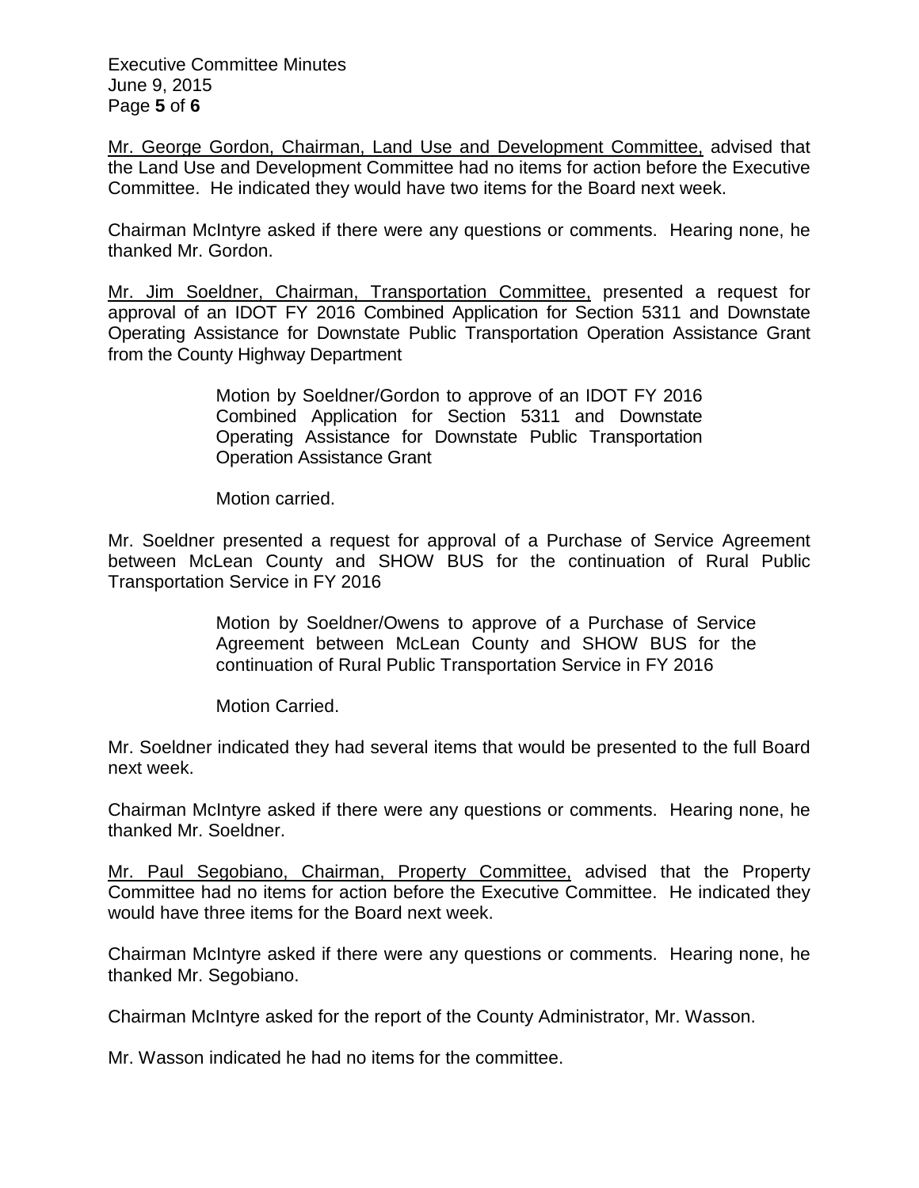Mr. George Gordon, Chairman, Land Use and Development Committee, advised that the Land Use and Development Committee had no items for action before the Executive Committee. He indicated they would have two items for the Board next week.

Chairman McIntyre asked if there were any questions or comments. Hearing none, he thanked Mr. Gordon.

Mr. Jim Soeldner, Chairman, Transportation Committee, presented a request for approval of an IDOT FY 2016 Combined Application for Section 5311 and Downstate Operating Assistance for Downstate Public Transportation Operation Assistance Grant from the County Highway Department

> Motion by Soeldner/Gordon to approve of an IDOT FY 2016 Combined Application for Section 5311 and Downstate Operating Assistance for Downstate Public Transportation Operation Assistance Grant
>
> Motion carried.

Mr. Soeldner presented a request for approval of a Purchase of Service Agreement between McLean County and SHOW BUS for the continuation of Rural Public Transportation Service in FY 2016

> Motion by Soeldner/Owens to approve of a Purchase of Service Agreement between McLean County and SHOW BUS for the continuation of Rural Public Transportation Service in FY 2016
>
> Motion Carried.

Mr. Soeldner indicated they had several items that would be presented to the full Board next week.

Chairman McIntyre asked if there were any questions or comments. Hearing none, he thanked Mr. Soeldner.

Mr. Paul Segobiano, Chairman, Property Committee, advised that the Property Committee had no items for action before the Executive Committee. He indicated they would have three items for the Board next week.

Chairman McIntyre asked if there were any questions or comments. Hearing none, he thanked Mr. Segobiano.

Chairman McIntyre asked for the report of the County Administrator, Mr. Wasson.

Mr. Wasson indicated he had no items for the committee.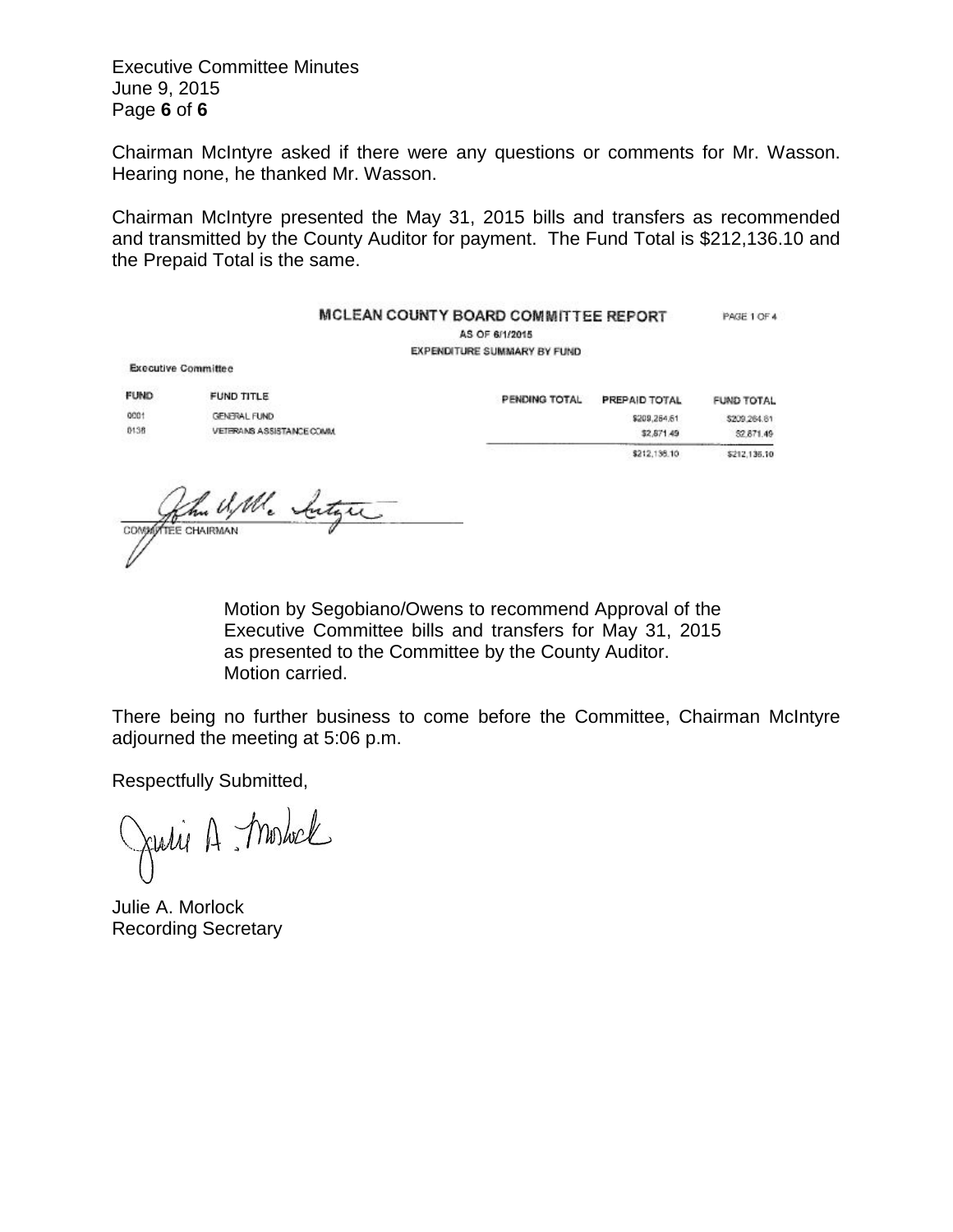Chairman McIntyre asked if there were any questions or comments for Mr. Wasson. Hearing none, he thanked Mr. Wasson.

Chairman McIntyre presented the May 31, 2015 bills and transfers as recommended and transmitted by the County Auditor for payment. The Fund Total is $212,136.10 and the Prepaid Total is the same.

**MCLEAN COUNTY BOARD COMMITTEE REPORT**

PAGE 1 OF 4

AS OF 6/1/2015

EXPENDITURE SUMMARY BY FUND

Executive Committee

| FUND | FUND TITLE | PENDING TOTAL | PREPAID TOTAL | FUND TOTAL |
|---|---|---|---|---|
| 0001 | GENERAL FUND | | $209,264.61 | $209,264.61 |
| 0138 | VETERANS ASSISTANCE COMM. | | $2,871.49 | $2,871.49 |
| | | | $212,136.10 | $212,136.10 |

John D. McIntyre

COMMITTEE CHAIRMAN

Motion by Segobiano/Owens to recommend Approval of the Executive Committee bills and transfers for May 31, 2015 as presented to the Committee by the County Auditor.
Motion carried.

There being no further business to come before the Committee, Chairman McIntyre adjourned the meeting at 5:06 p.m.

Respectfully Submitted,

Julie A. Morlock

Julie A. Morlock
Recording Secretary